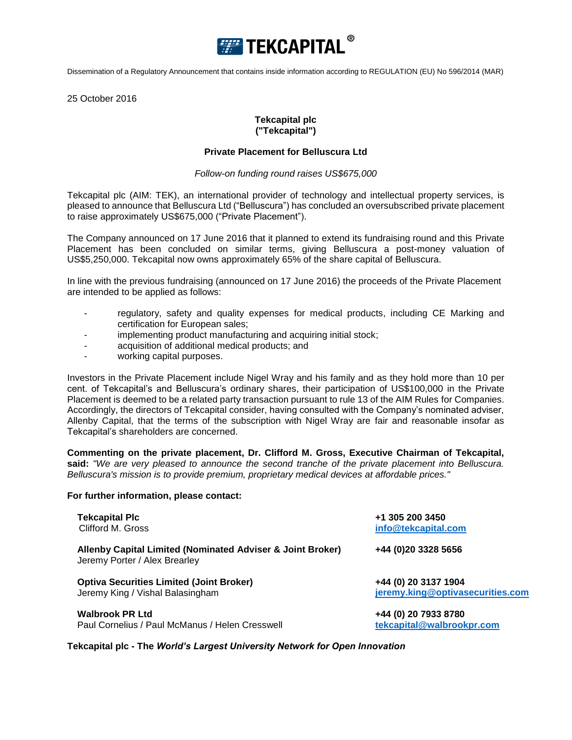TEKCAPITAL®

Dissemination of a Regulatory Announcement that contains inside information according to REGULATION (EU) No 596/2014 (MAR)

25 October 2016

**Tekcapital plc**
**("Tekcapital")**

**Private Placement for Belluscura Ltd**

*Follow-on funding round raises US$675,000*

Tekcapital plc (AIM: TEK), an international provider of technology and intellectual property services, is pleased to announce that Belluscura Ltd ("Belluscura") has concluded an oversubscribed private placement to raise approximately US$675,000 ("Private Placement").

The Company announced on 17 June 2016 that it planned to extend its fundraising round and this Private Placement has been concluded on similar terms, giving Belluscura a post-money valuation of US$5,250,000. Tekcapital now owns approximately 65% of the share capital of Belluscura.

In line with the previous fundraising (announced on 17 June 2016) the proceeds of the Private Placement are intended to be applied as follows:

- regulatory, safety and quality expenses for medical products, including CE Marking and certification for European sales;
- implementing product manufacturing and acquiring initial stock;
- acquisition of additional medical products; and
- working capital purposes.

Investors in the Private Placement include Nigel Wray and his family and as they hold more than 10 per cent. of Tekcapital's and Belluscura's ordinary shares, their participation of US$100,000 in the Private Placement is deemed to be a related party transaction pursuant to rule 13 of the AIM Rules for Companies. Accordingly, the directors of Tekcapital consider, having consulted with the Company's nominated adviser, Allenby Capital, that the terms of the subscription with Nigel Wray are fair and reasonable insofar as Tekcapital's shareholders are concerned.

**Commenting on the private placement, Dr. Clifford M. Gross, Executive Chairman of Tekcapital, said:** *"We are very pleased to announce the second tranche of the private placement into Belluscura. Belluscura's mission is to provide premium, proprietary medical devices at affordable prices."*

**For further information, please contact:**

| | |
|---|---|
| **Tekcapital Plc**<br>Clifford M. Gross | **+1 305 200 3450**<br>**info@tekcapital.com** |
| **Allenby Capital Limited (Nominated Adviser & Joint Broker)**<br>Jeremy Porter / Alex Brearley | **+44 (0)20 3328 5656** |
| **Optiva Securities Limited (Joint Broker)**<br>Jeremy King / Vishal Balasingham | **+44 (0) 20 3137 1904**<br>**jeremy.king@optivasecurities.com** |
| **Walbrook PR Ltd**<br>Paul Cornelius / Paul McManus / Helen Cresswell | **+44 (0) 20 7933 8780**<br>**tekcapital@walbrookpr.com** |

**Tekcapital plc - The *World's Largest University Network for Open Innovation***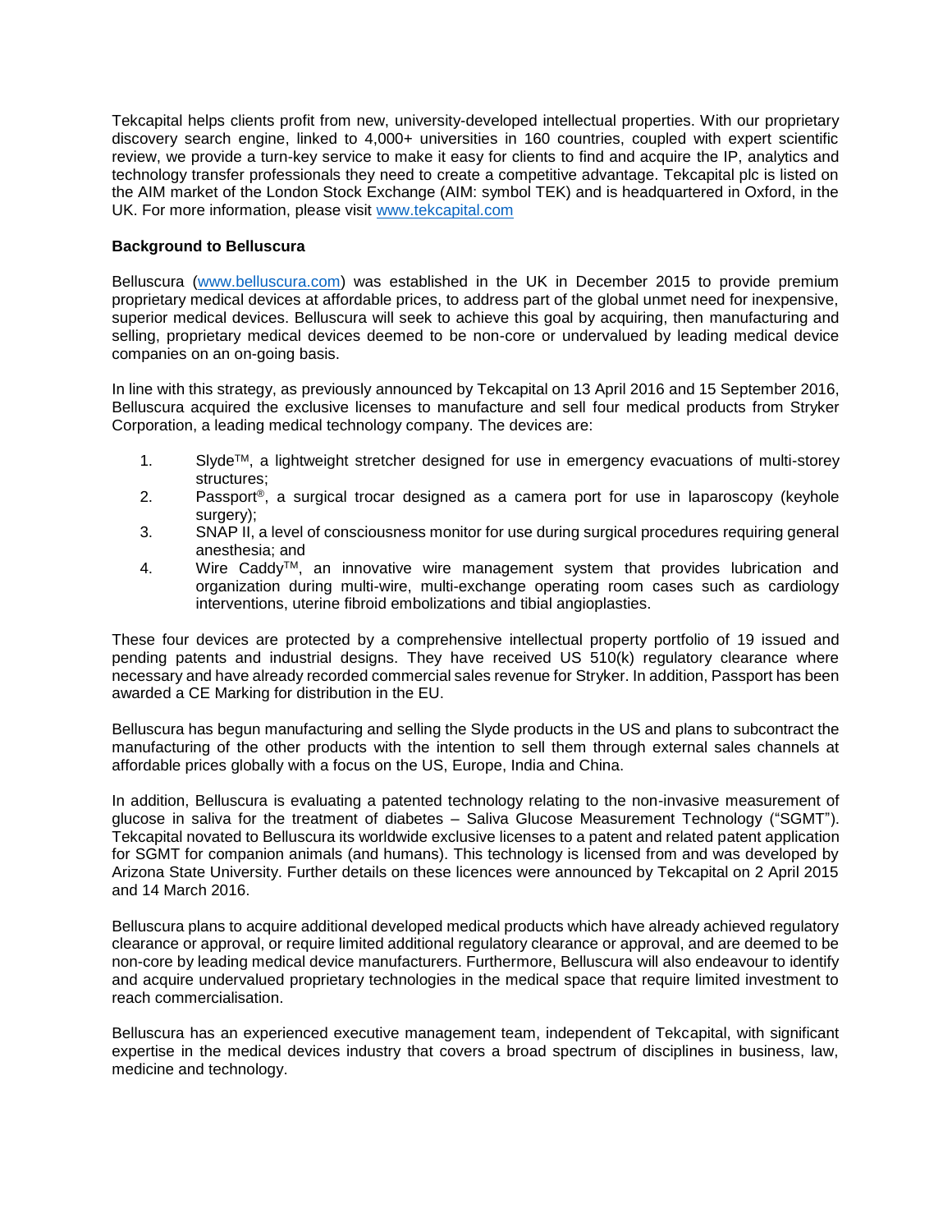Tekcapital helps clients profit from new, university-developed intellectual properties. With our proprietary discovery search engine, linked to 4,000+ universities in 160 countries, coupled with expert scientific review, we provide a turn-key service to make it easy for clients to find and acquire the IP, analytics and technology transfer professionals they need to create a competitive advantage. Tekcapital plc is listed on the AIM market of the London Stock Exchange (AIM: symbol TEK) and is headquartered in Oxford, in the UK. For more information, please visit [www.tekcapital.com](http://www.tekcapital.com)

**Background to Belluscura**

Belluscura ([www.belluscura.com](http://www.belluscura.com)) was established in the UK in December 2015 to provide premium proprietary medical devices at affordable prices, to address part of the global unmet need for inexpensive, superior medical devices. Belluscura will seek to achieve this goal by acquiring, then manufacturing and selling, proprietary medical devices deemed to be non-core or undervalued by leading medical device companies on an on-going basis.

In line with this strategy, as previously announced by Tekcapital on 13 April 2016 and 15 September 2016, Belluscura acquired the exclusive licenses to manufacture and sell four medical products from Stryker Corporation, a leading medical technology company. The devices are:

1. Slyde™, a lightweight stretcher designed for use in emergency evacuations of multi-storey structures;
2. Passport®, a surgical trocar designed as a camera port for use in laparoscopy (keyhole surgery);
3. SNAP II, a level of consciousness monitor for use during surgical procedures requiring general anesthesia; and
4. Wire Caddy™, an innovative wire management system that provides lubrication and organization during multi-wire, multi-exchange operating room cases such as cardiology interventions, uterine fibroid embolizations and tibial angioplasties.

These four devices are protected by a comprehensive intellectual property portfolio of 19 issued and pending patents and industrial designs. They have received US 510(k) regulatory clearance where necessary and have already recorded commercial sales revenue for Stryker. In addition, Passport has been awarded a CE Marking for distribution in the EU.

Belluscura has begun manufacturing and selling the Slyde products in the US and plans to subcontract the manufacturing of the other products with the intention to sell them through external sales channels at affordable prices globally with a focus on the US, Europe, India and China.

In addition, Belluscura is evaluating a patented technology relating to the non-invasive measurement of glucose in saliva for the treatment of diabetes – Saliva Glucose Measurement Technology ("SGMT"). Tekcapital novated to Belluscura its worldwide exclusive licenses to a patent and related patent application for SGMT for companion animals (and humans). This technology is licensed from and was developed by Arizona State University. Further details on these licences were announced by Tekcapital on 2 April 2015 and 14 March 2016.

Belluscura plans to acquire additional developed medical products which have already achieved regulatory clearance or approval, or require limited additional regulatory clearance or approval, and are deemed to be non-core by leading medical device manufacturers. Furthermore, Belluscura will also endeavour to identify and acquire undervalued proprietary technologies in the medical space that require limited investment to reach commercialisation.

Belluscura has an experienced executive management team, independent of Tekcapital, with significant expertise in the medical devices industry that covers a broad spectrum of disciplines in business, law, medicine and technology.